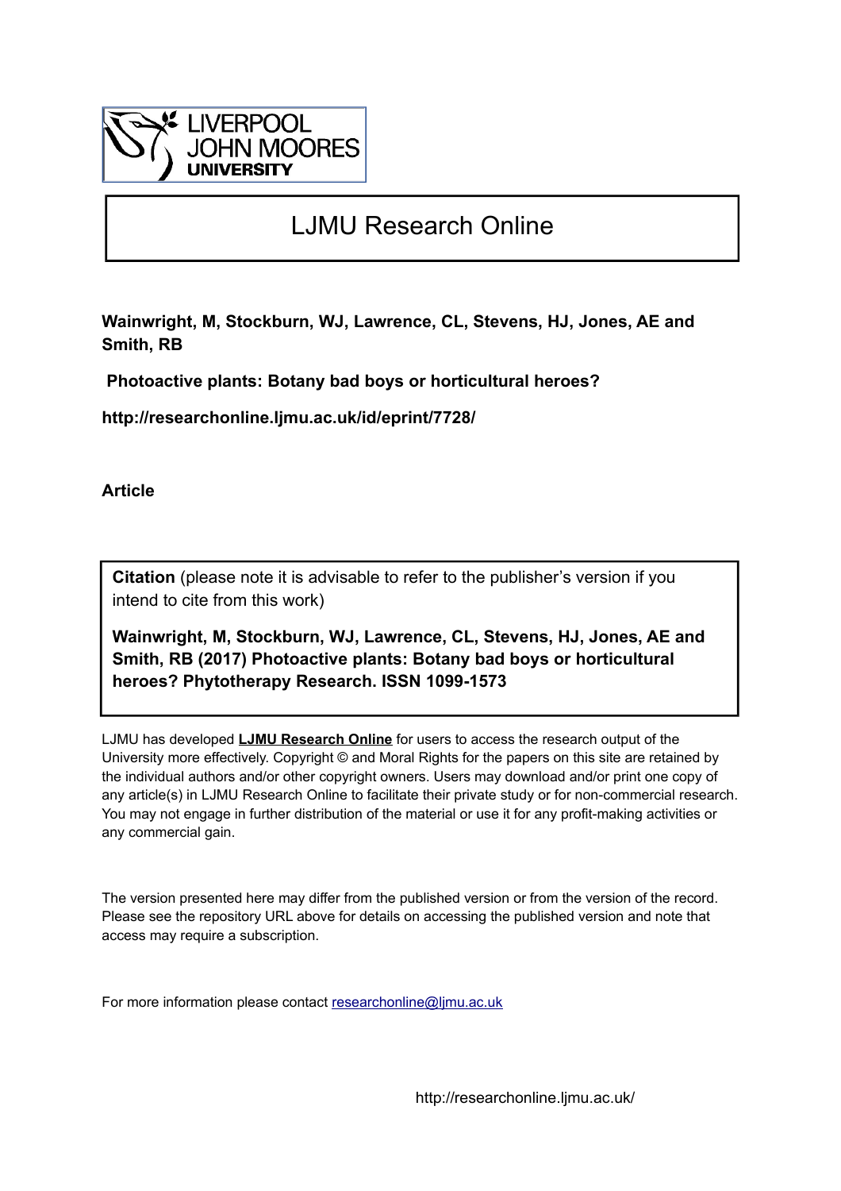LIVERPOOL JOHN MOORES UNIVERSITY

# LJMU Research Online

**Wainwright, M, Stockburn, WJ, Lawrence, CL, Stevens, HJ, Jones, AE and Smith, RB**

**Photoactive plants: Botany bad boys or horticultural heroes?**

**http://researchonline.ljmu.ac.uk/id/eprint/7728/**

**Article**

**Citation** (please note it is advisable to refer to the publisher's version if you intend to cite from this work)

**Wainwright, M, Stockburn, WJ, Lawrence, CL, Stevens, HJ, Jones, AE and Smith, RB (2017) Photoactive plants: Botany bad boys or horticultural heroes? Phytotherapy Research. ISSN 1099-1573**

LJMU has developed **LJMU Research Online** for users to access the research output of the University more effectively. Copyright © and Moral Rights for the papers on this site are retained by the individual authors and/or other copyright owners. Users may download and/or print one copy of any article(s) in LJMU Research Online to facilitate their private study or for non-commercial research. You may not engage in further distribution of the material or use it for any profit-making activities or any commercial gain.

The version presented here may differ from the published version or from the version of the record. Please see the repository URL above for details on accessing the published version and note that access may require a subscription.

For more information please contact researchonline@ljmu.ac.uk

http://researchonline.ljmu.ac.uk/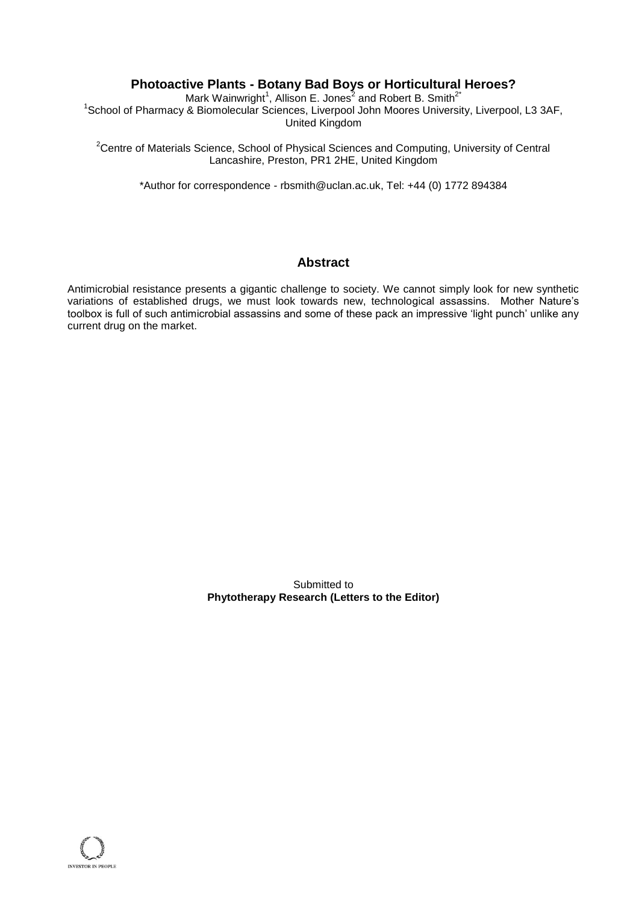# Photoactive Plants - Botany Bad Boys or Horticultural Heroes?

Mark Wainwright[1], Allison E. Jones[2] and Robert B. Smith[2*]

[1]School of Pharmacy & Biomolecular Sciences, Liverpool John Moores University, Liverpool, L3 3AF, United Kingdom

[2]Centre of Materials Science, School of Physical Sciences and Computing, University of Central Lancashire, Preston, PR1 2HE, United Kingdom

*Author for correspondence - rbsmith@uclan.ac.uk, Tel: +44 (0) 1772 894384

## Abstract

Antimicrobial resistance presents a gigantic challenge to society. We cannot simply look for new synthetic variations of established drugs, we must look towards new, technological assassins. Mother Nature's toolbox is full of such antimicrobial assassins and some of these pack an impressive 'light punch' unlike any current drug on the market.

Submitted to
**Phytotherapy Research (Letters to the Editor)**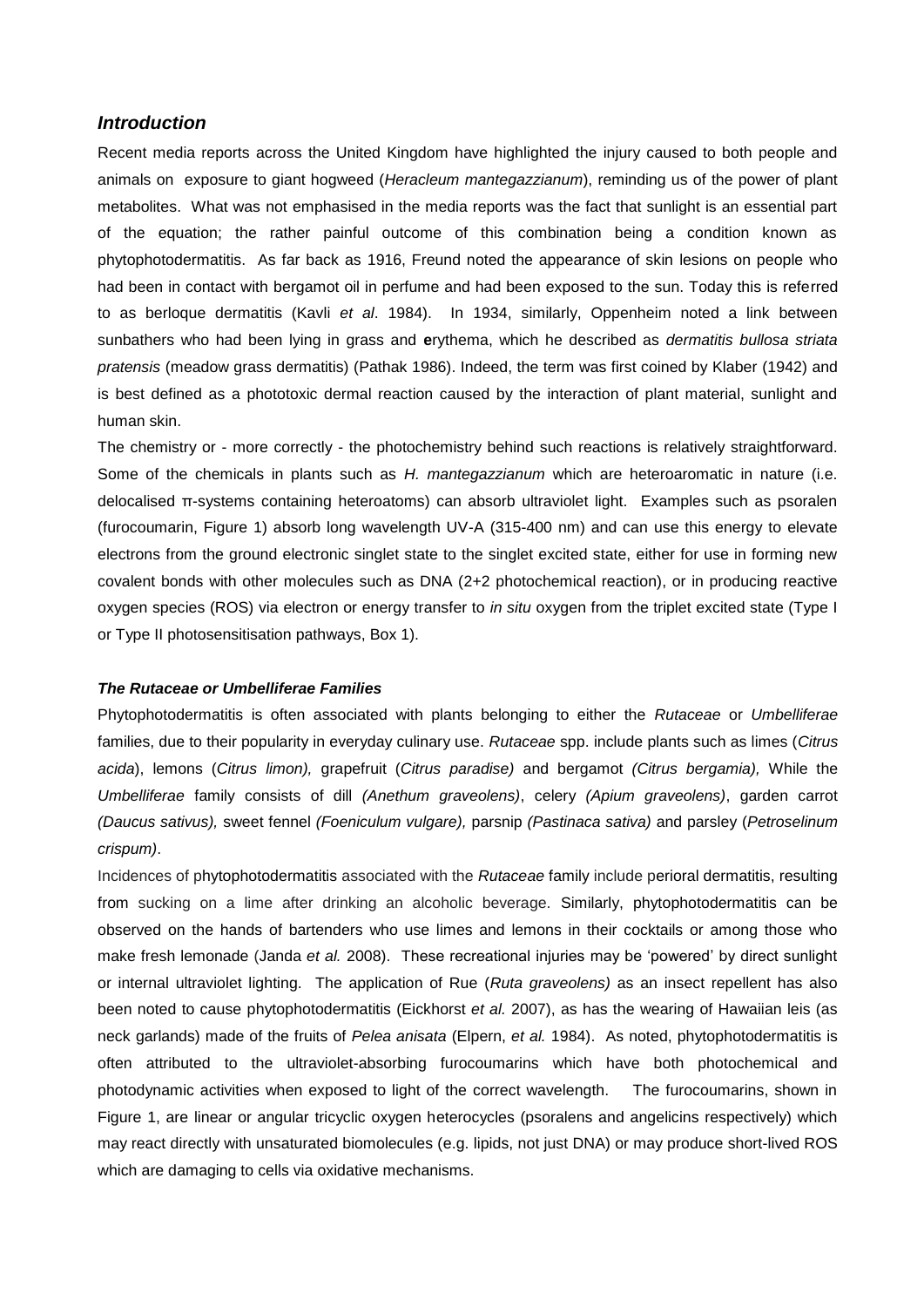## *Introduction*

Recent media reports across the United Kingdom have highlighted the injury caused to both people and animals on exposure to giant hogweed (*Heracleum mantegazzianum*), reminding us of the power of plant metabolites. What was not emphasised in the media reports was the fact that sunlight is an essential part of the equation; the rather painful outcome of this combination being a condition known as phytophotodermatitis. As far back as 1916, Freund noted the appearance of skin lesions on people who had been in contact with bergamot oil in perfume and had been exposed to the sun. Today this is referred to as berloque dermatitis (Kavli *et al*. 1984). In 1934, similarly, Oppenheim noted a link between sunbathers who had been lying in grass and **e**rythema, which he described as *dermatitis bullosa striata pratensis* (meadow grass dermatitis) (Pathak 1986). Indeed, the term was first coined by Klaber (1942) and is best defined as a phototoxic dermal reaction caused by the interaction of plant material, sunlight and human skin.

The chemistry or - more correctly - the photochemistry behind such reactions is relatively straightforward. Some of the chemicals in plants such as *H. mantegazzianum* which are heteroaromatic in nature (i.e. delocalised π-systems containing heteroatoms) can absorb ultraviolet light. Examples such as psoralen (furocoumarin, Figure 1) absorb long wavelength UV-A (315-400 nm) and can use this energy to elevate electrons from the ground electronic singlet state to the singlet excited state, either for use in forming new covalent bonds with other molecules such as DNA (2+2 photochemical reaction), or in producing reactive oxygen species (ROS) via electron or energy transfer to *in situ* oxygen from the triplet excited state (Type I or Type II photosensitisation pathways, Box 1).

### ***The Rutaceae or Umbelliferae Families***

Phytophotodermatitis is often associated with plants belonging to either the *Rutaceae* or *Umbelliferae* families, due to their popularity in everyday culinary use. *Rutaceae* spp. include plants such as limes (*Citrus acida*), lemons (*Citrus limon),* grapefruit (*Citrus paradise)* and bergamot *(Citrus bergamia),* While the *Umbelliferae* family consists of dill *(Anethum graveolens)*, celery *(Apium graveolens)*, garden carrot *(Daucus sativus),* sweet fennel *(Foeniculum vulgare),* parsnip *(Pastinaca sativa)* and parsley (*Petroselinum crispum)*.

Incidences of phytophotodermatitis associated with the *Rutaceae* family include perioral dermatitis, resulting from sucking on a lime after drinking an alcoholic beverage. Similarly, phytophotodermatitis can be observed on the hands of bartenders who use limes and lemons in their cocktails or among those who make fresh lemonade (Janda *et al.* 2008). These recreational injuries may be 'powered' by direct sunlight or internal ultraviolet lighting. The application of Rue (*Ruta graveolens)* as an insect repellent has also been noted to cause phytophotodermatitis (Eickhorst *et al.* 2007), as has the wearing of Hawaiian leis (as neck garlands) made of the fruits of *Pelea anisata* (Elpern, *et al.* 1984). As noted, phytophotodermatitis is often attributed to the ultraviolet-absorbing furocoumarins which have both photochemical and photodynamic activities when exposed to light of the correct wavelength. The furocoumarins, shown in Figure 1, are linear or angular tricyclic oxygen heterocycles (psoralens and angelicins respectively) which may react directly with unsaturated biomolecules (e.g. lipids, not just DNA) or may produce short-lived ROS which are damaging to cells via oxidative mechanisms.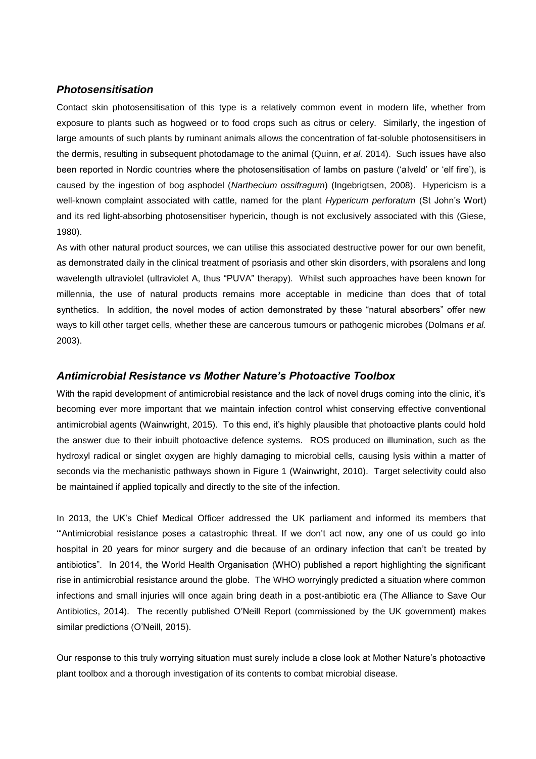## *Photosensitisation*

Contact skin photosensitisation of this type is a relatively common event in modern life, whether from exposure to plants such as hogweed or to food crops such as citrus or celery. Similarly, the ingestion of large amounts of such plants by ruminant animals allows the concentration of fat-soluble photosensitisers in the dermis, resulting in subsequent photodamage to the animal (Quinn, *et al.* 2014). Such issues have also been reported in Nordic countries where the photosensitisation of lambs on pasture ('alveld' or 'elf fire'), is caused by the ingestion of bog asphodel (*Narthecium ossifragum*) (Ingebrigtsen, 2008). Hypericism is a well-known complaint associated with cattle, named for the plant *Hypericum perforatum* (St John's Wort) and its red light-absorbing photosensitiser hypericin, though is not exclusively associated with this (Giese, 1980).

As with other natural product sources, we can utilise this associated destructive power for our own benefit, as demonstrated daily in the clinical treatment of psoriasis and other skin disorders, with psoralens and long wavelength ultraviolet (ultraviolet A, thus "PUVA" therapy). Whilst such approaches have been known for millennia, the use of natural products remains more acceptable in medicine than does that of total synthetics. In addition, the novel modes of action demonstrated by these "natural absorbers" offer new ways to kill other target cells, whether these are cancerous tumours or pathogenic microbes (Dolmans *et al.* 2003).

## *Antimicrobial Resistance vs Mother Nature's Photoactive Toolbox*

With the rapid development of antimicrobial resistance and the lack of novel drugs coming into the clinic, it's becoming ever more important that we maintain infection control whist conserving effective conventional antimicrobial agents (Wainwright, 2015). To this end, it's highly plausible that photoactive plants could hold the answer due to their inbuilt photoactive defence systems. ROS produced on illumination, such as the hydroxyl radical or singlet oxygen are highly damaging to microbial cells, causing lysis within a matter of seconds via the mechanistic pathways shown in Figure 1 (Wainwright, 2010). Target selectivity could also be maintained if applied topically and directly to the site of the infection.

In 2013, the UK's Chief Medical Officer addressed the UK parliament and informed its members that '"Antimicrobial resistance poses a catastrophic threat. If we don't act now, any one of us could go into hospital in 20 years for minor surgery and die because of an ordinary infection that can't be treated by antibiotics". In 2014, the World Health Organisation (WHO) published a report highlighting the significant rise in antimicrobial resistance around the globe. The WHO worryingly predicted a situation where common infections and small injuries will once again bring death in a post-antibiotic era (The Alliance to Save Our Antibiotics, 2014). The recently published O'Neill Report (commissioned by the UK government) makes similar predictions (O'Neill, 2015).

Our response to this truly worrying situation must surely include a close look at Mother Nature's photoactive plant toolbox and a thorough investigation of its contents to combat microbial disease.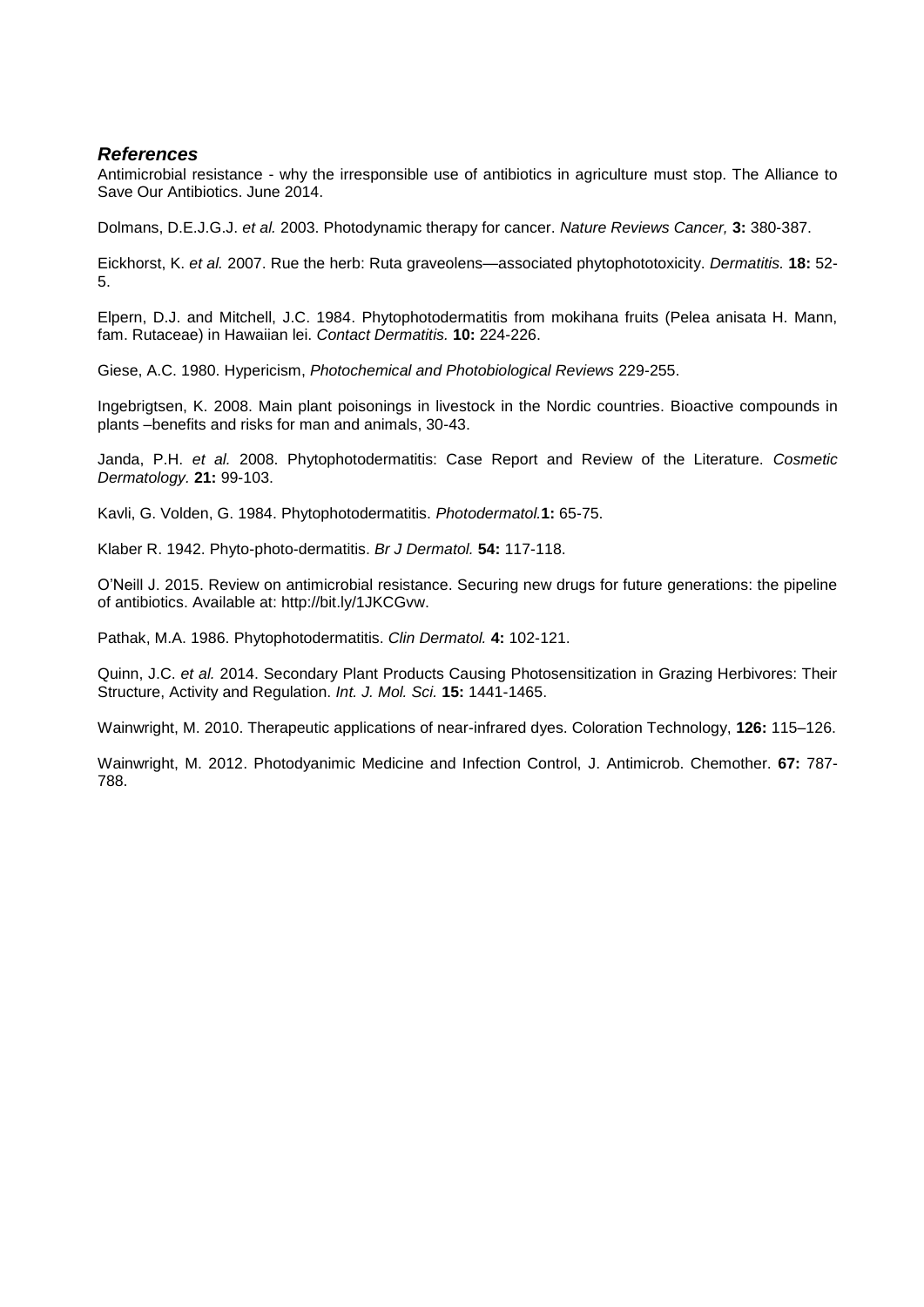### ***References***

Antimicrobial resistance - why the irresponsible use of antibiotics in agriculture must stop. The Alliance to Save Our Antibiotics. June 2014.

Dolmans, D.E.J.G.J. *et al.* 2003. Photodynamic therapy for cancer. *Nature Reviews Cancer,* **3:** 380-387.

Eickhorst, K. *et al.* 2007. Rue the herb: Ruta graveolens—associated phytophototoxicity. *Dermatitis.* **18:** 52-5.

Elpern, D.J. and Mitchell, J.C. 1984. Phytophotodermatitis from mokihana fruits (Pelea anisata H. Mann, fam. Rutaceae) in Hawaiian lei. *Contact Dermatitis.* **10:** 224-226.

Giese, A.C. 1980. Hypericism, *Photochemical and Photobiological Reviews* 229-255.

Ingebrigtsen, K. 2008. Main plant poisonings in livestock in the Nordic countries. Bioactive compounds in plants –benefits and risks for man and animals, 30-43.

Janda, P.H. *et al.* 2008. Phytophotodermatitis: Case Report and Review of the Literature. *Cosmetic Dermatology.* **21:** 99-103.

Kavli, G. Volden, G. 1984. Phytophotodermatitis. *Photodermatol.* **1:** 65-75.

Klaber R. 1942. Phyto-photo-dermatitis. *Br J Dermatol.* **54:** 117-118.

O'Neill J. 2015. Review on antimicrobial resistance. Securing new drugs for future generations: the pipeline of antibiotics. Available at: http://bit.ly/1JKCGvw.

Pathak, M.A. 1986. Phytophotodermatitis. *Clin Dermatol.* **4:** 102-121.

Quinn, J.C. *et al.* 2014. Secondary Plant Products Causing Photosensitization in Grazing Herbivores: Their Structure, Activity and Regulation. *Int. J. Mol. Sci.* **15:** 1441-1465.

Wainwright, M. 2010. Therapeutic applications of near-infrared dyes. Coloration Technology, **126:** 115–126.

Wainwright, M. 2012. Photodyanimic Medicine and Infection Control, J. Antimicrob. Chemother. **67:** 787-788.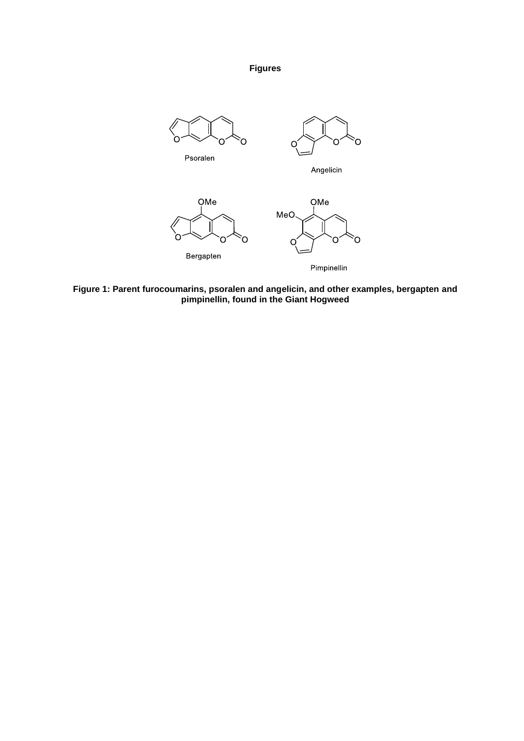**Figures**

Psoralen

Angelicin

Bergapten

Pimpinellin

**Figure 1: Parent furocoumarins, psoralen and angelicin, and other examples, bergapten and pimpinellin, found in the Giant Hogweed**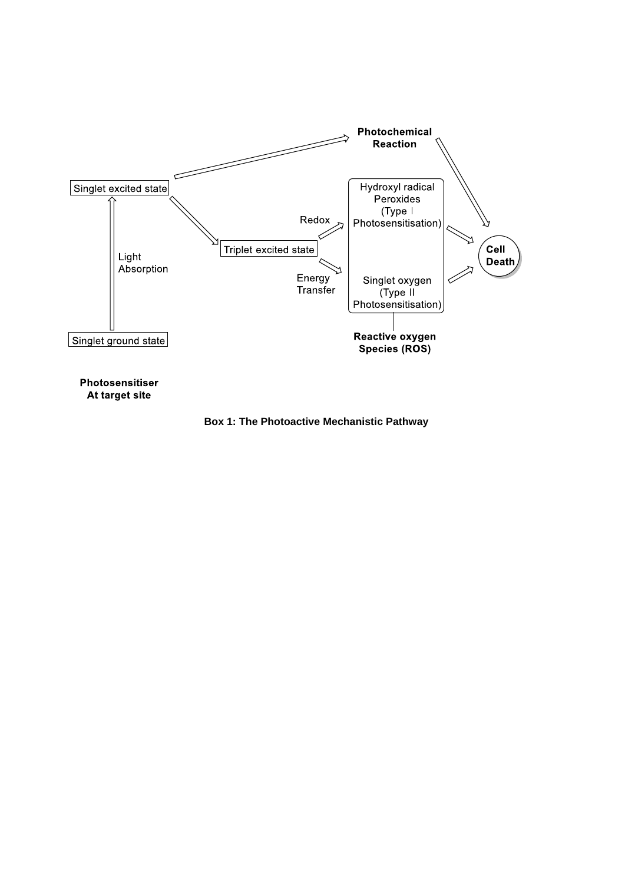Photochemical Reaction

Singlet excited state

Hydroxyl radical
Peroxides
(Type I
Photosensitisation)

Redox

Triplet excited state

Cell Death

Light Absorption

Energy Transfer

Singlet oxygen
(Type II
Photosensitisation)

Singlet ground state

Reactive oxygen Species (ROS)

Photosensitiser
At target site

**Box 1: The Photoactive Mechanistic Pathway**